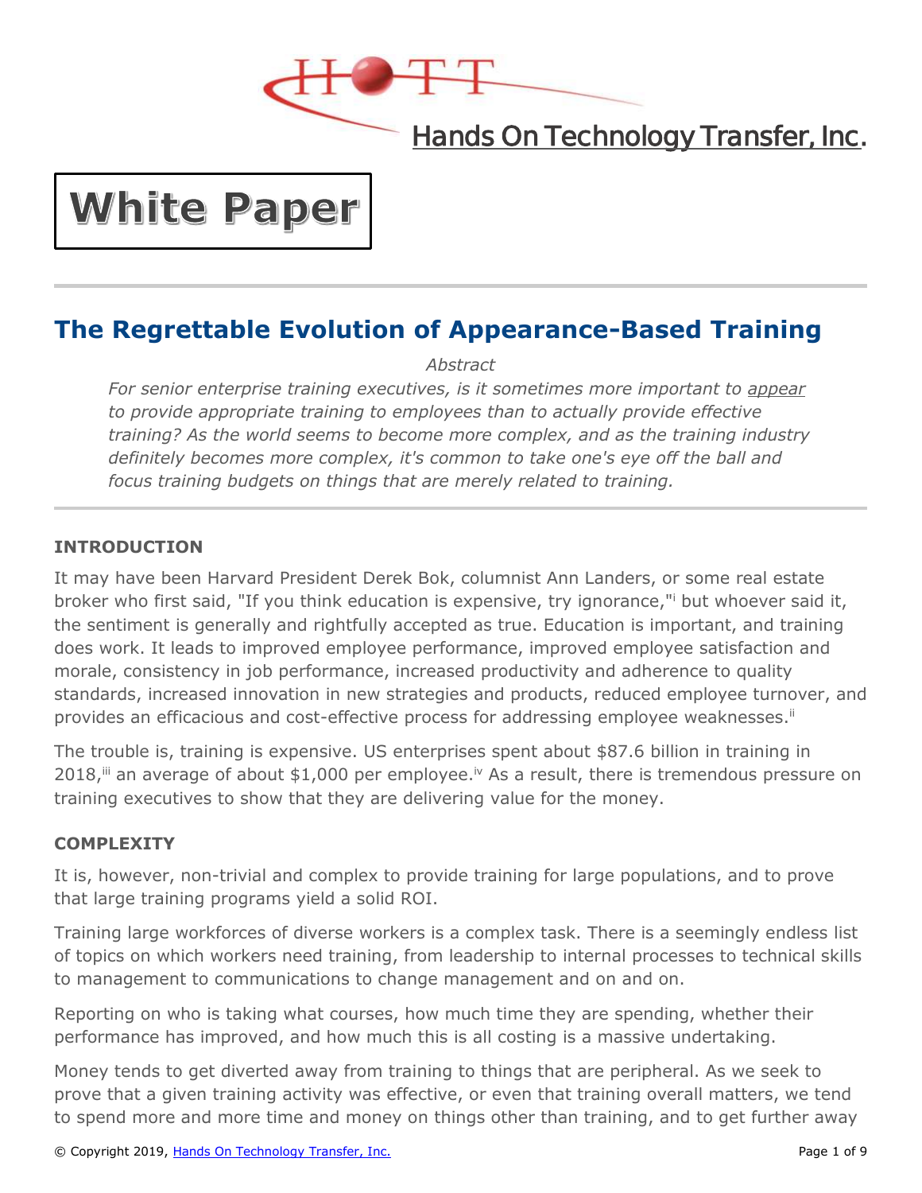Hands On Technology Transfer, Inc.

# White Paper

## The Regrettable Evolution of Appearance-Based Training

*Abstract*

*For senior enterprise training executives, is it sometimes more important to appear to provide appropriate training to employees than to actually provide effective training? As the world seems to become more complex, and as the training industry definitely becomes more complex, it's common to take one's eye off the ball and focus training budgets on things that are merely related to training.*

### INTRODUCTION

It may have been Harvard President Derek Bok, columnist Ann Landers, or some real estate broker who first said, "If you think education is expensive, try ignorance,"[i] but whoever said it, the sentiment is generally and rightfully accepted as true. Education is important, and training does work. It leads to improved employee performance, improved employee satisfaction and morale, consistency in job performance, increased productivity and adherence to quality standards, increased innovation in new strategies and products, reduced employee turnover, and provides an efficacious and cost-effective process for addressing employee weaknesses.[ii]

The trouble is, training is expensive. US enterprises spent about $87.6 billion in training in 2018,[iii] an average of about $1,000 per employee.[iv] As a result, there is tremendous pressure on training executives to show that they are delivering value for the money.

### COMPLEXITY

It is, however, non-trivial and complex to provide training for large populations, and to prove that large training programs yield a solid ROI.

Training large workforces of diverse workers is a complex task. There is a seemingly endless list of topics on which workers need training, from leadership to internal processes to technical skills to management to communications to change management and on and on.

Reporting on who is taking what courses, how much time they are spending, whether their performance has improved, and how much this is all costing is a massive undertaking.

Money tends to get diverted away from training to things that are peripheral. As we seek to prove that a given training activity was effective, or even that training overall matters, we tend to spend more and more time and money on things other than training, and to get further away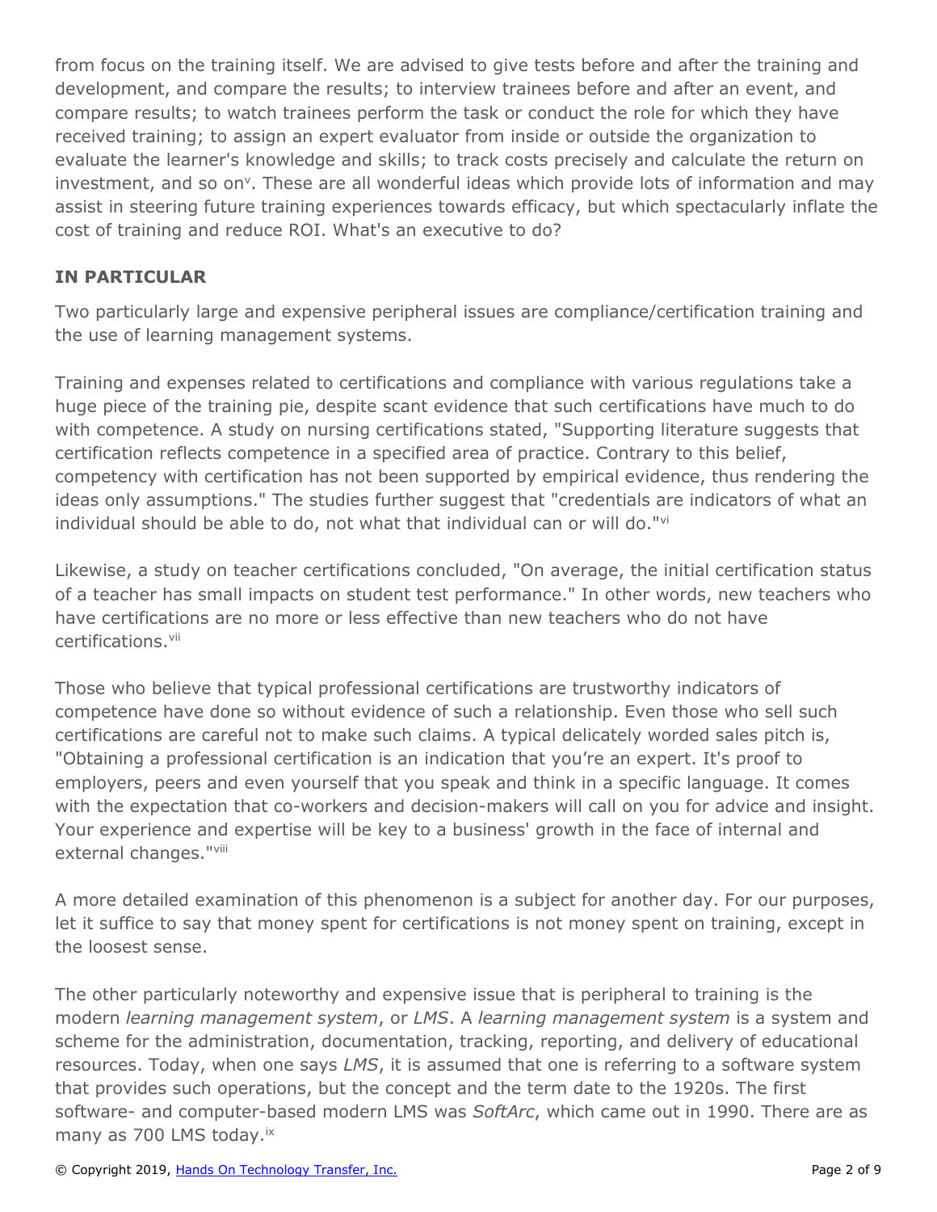from focus on the training itself. We are advised to give tests before and after the training and development, and compare the results; to interview trainees before and after an event, and compare results; to watch trainees perform the task or conduct the role for which they have received training; to assign an expert evaluator from inside or outside the organization to evaluate the learner's knowledge and skills; to track costs precisely and calculate the return on investment, and so on[v]. These are all wonderful ideas which provide lots of information and may assist in steering future training experiences towards efficacy, but which spectacularly inflate the cost of training and reduce ROI. What's an executive to do?

## IN PARTICULAR

Two particularly large and expensive peripheral issues are compliance/certification training and the use of learning management systems.

Training and expenses related to certifications and compliance with various regulations take a huge piece of the training pie, despite scant evidence that such certifications have much to do with competence. A study on nursing certifications stated, "Supporting literature suggests that certification reflects competence in a specified area of practice. Contrary to this belief, competency with certification has not been supported by empirical evidence, thus rendering the ideas only assumptions." The studies further suggest that "credentials are indicators of what an individual should be able to do, not what that individual can or will do."[vi]

Likewise, a study on teacher certifications concluded, "On average, the initial certification status of a teacher has small impacts on student test performance." In other words, new teachers who have certifications are no more or less effective than new teachers who do not have certifications.[vii]

Those who believe that typical professional certifications are trustworthy indicators of competence have done so without evidence of such a relationship. Even those who sell such certifications are careful not to make such claims. A typical delicately worded sales pitch is, "Obtaining a professional certification is an indication that you're an expert. It's proof to employers, peers and even yourself that you speak and think in a specific language. It comes with the expectation that co-workers and decision-makers will call on you for advice and insight. Your experience and expertise will be key to a business' growth in the face of internal and external changes."[viii]

A more detailed examination of this phenomenon is a subject for another day. For our purposes, let it suffice to say that money spent for certifications is not money spent on training, except in the loosest sense.

The other particularly noteworthy and expensive issue that is peripheral to training is the modern *learning management system*, or *LMS*. A *learning management system* is a system and scheme for the administration, documentation, tracking, reporting, and delivery of educational resources. Today, when one says *LMS*, it is assumed that one is referring to a software system that provides such operations, but the concept and the term date to the 1920s. The first software- and computer-based modern LMS was *SoftArc*, which came out in 1990. There are as many as 700 LMS today.[ix]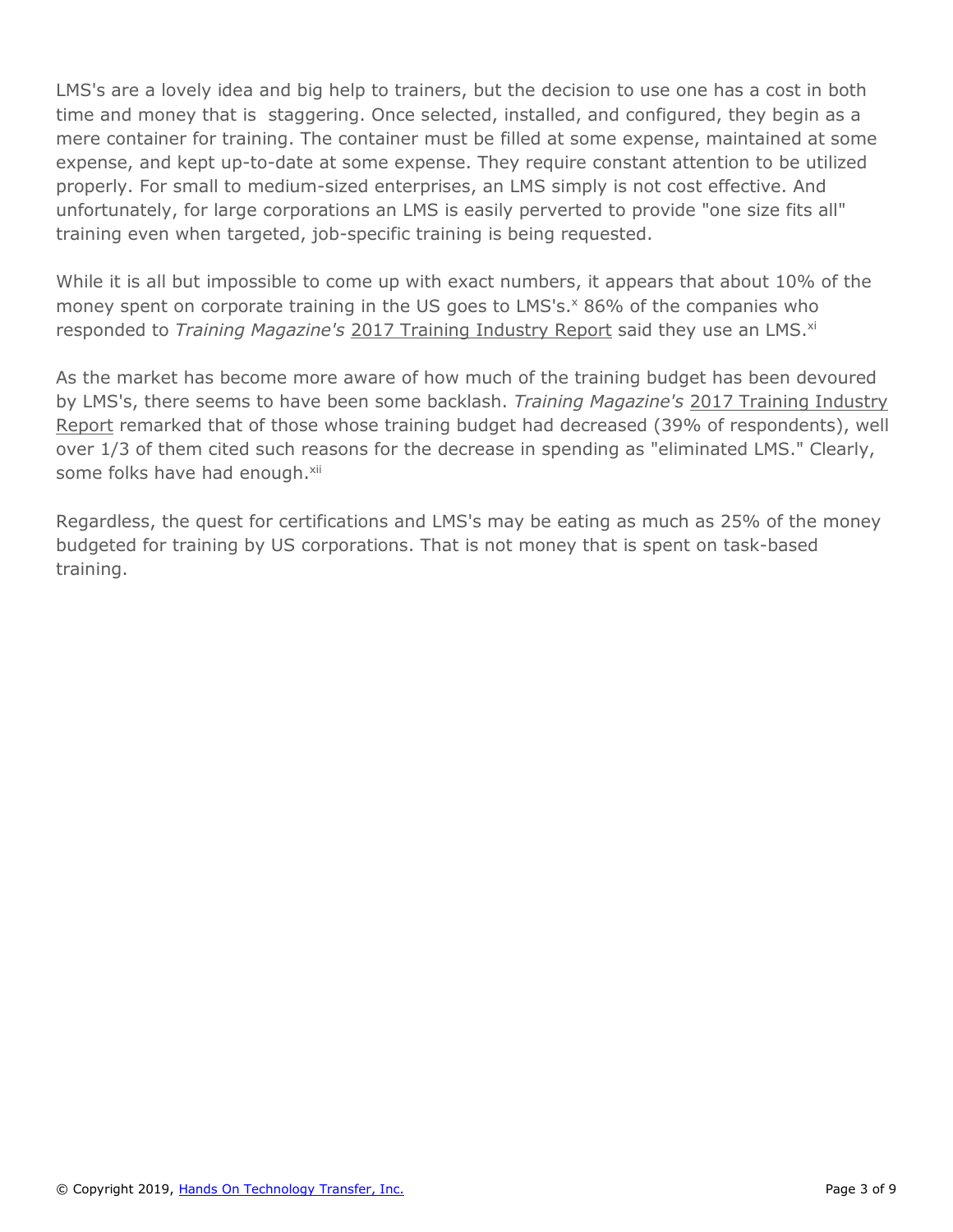LMS's are a lovely idea and big help to trainers, but the decision to use one has a cost in both time and money that is staggering. Once selected, installed, and configured, they begin as a mere container for training. The container must be filled at some expense, maintained at some expense, and kept up-to-date at some expense. They require constant attention to be utilized properly. For small to medium-sized enterprises, an LMS simply is not cost effective. And unfortunately, for large corporations an LMS is easily perverted to provide "one size fits all" training even when targeted, job-specific training is being requested.

While it is all but impossible to come up with exact numbers, it appears that about 10% of the money spent on corporate training in the US goes to LMS's.[x] 86% of the companies who responded to *Training Magazine's* 2017 Training Industry Report said they use an LMS.[xi]

As the market has become more aware of how much of the training budget has been devoured by LMS's, there seems to have been some backlash. *Training Magazine's* 2017 Training Industry Report remarked that of those whose training budget had decreased (39% of respondents), well over 1/3 of them cited such reasons for the decrease in spending as "eliminated LMS." Clearly, some folks have had enough.[xii]

Regardless, the quest for certifications and LMS's may be eating as much as 25% of the money budgeted for training by US corporations. That is not money that is spent on task-based training.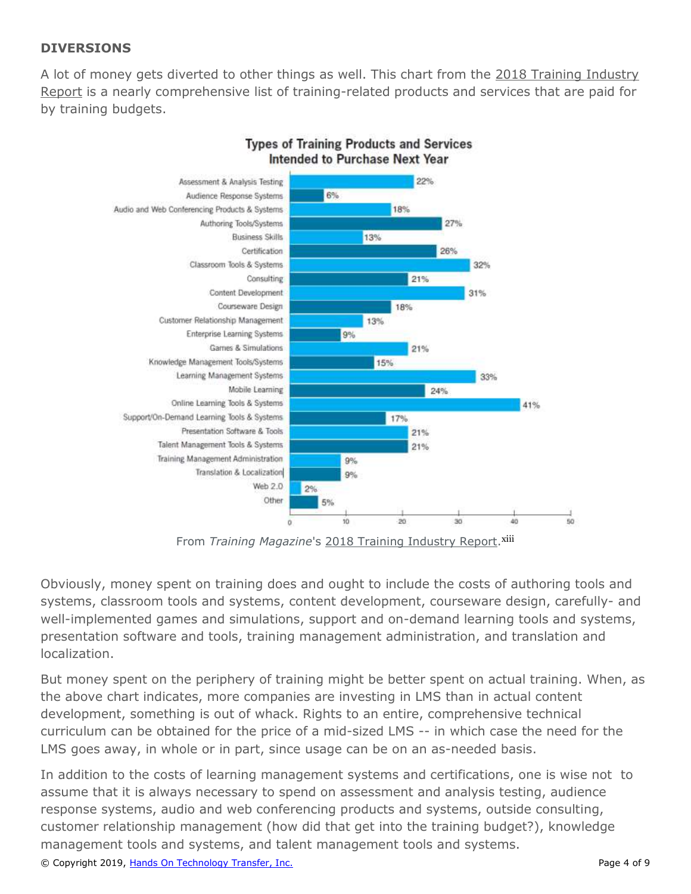**DIVERSIONS**

A lot of money gets diverted to other things as well. This chart from the 2018 Training Industry Report is a nearly comprehensive list of training-related products and services that are paid for by training budgets.

**Types of Training Products and Services Intended to Purchase Next Year**

| Product/Service | Percentage |
| --- | --- |
| Assessment & Analysis Testing | 22% |
| Audience Response Systems | 6% |
| Audio and Web Conferencing Products & Systems | 18% |
| Authoring Tools/Systems | 27% |
| Business Skills | 13% |
| Certification | 26% |
| Classroom Tools & Systems | 32% |
| Consulting | 21% |
| Content Development | 31% |
| Courseware Design | 18% |
| Customer Relationship Management | 13% |
| Enterprise Learning Systems | 9% |
| Games & Simulations | 21% |
| Knowledge Management Tools/Systems | 15% |
| Learning Management Systems | 33% |
| Mobile Learning | 24% |
| Online Learning Tools & Systems | 41% |
| Support/On-Demand Learning Tools & Systems | 17% |
| Presentation Software & Tools | 21% |
| Talent Management Tools & Systems | 21% |
| Training Management Administration | 9% |
| Translation & Localization | 9% |
| Web 2.0 | 2% |
| Other | 5% |

From *Training Magazine*'s 2018 Training Industry Report.[xiii]

Obviously, money spent on training does and ought to include the costs of authoring tools and systems, classroom tools and systems, content development, courseware design, carefully- and well-implemented games and simulations, support and on-demand learning tools and systems, presentation software and tools, training management administration, and translation and localization.

But money spent on the periphery of training might be better spent on actual training. When, as the above chart indicates, more companies are investing in LMS than in actual content development, something is out of whack. Rights to an entire, comprehensive technical curriculum can be obtained for the price of a mid-sized LMS -- in which case the need for the LMS goes away, in whole or in part, since usage can be on an as-needed basis.

In addition to the costs of learning management systems and certifications, one is wise not to assume that it is always necessary to spend on assessment and analysis testing, audience response systems, audio and web conferencing products and systems, outside consulting, customer relationship management (how did that get into the training budget?), knowledge management tools and systems, and talent management tools and systems.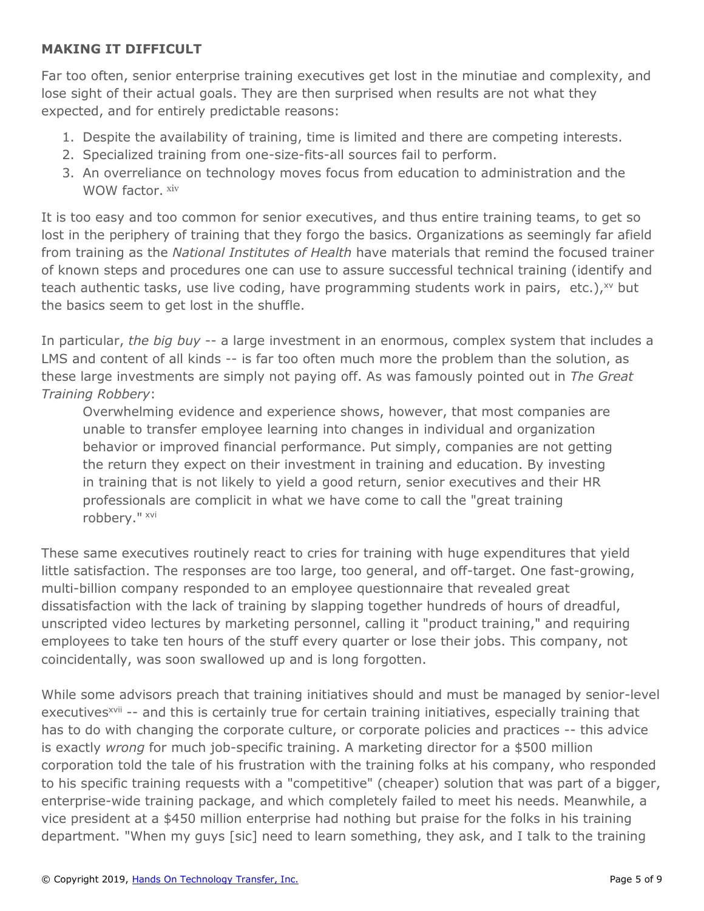**MAKING IT DIFFICULT**

Far too often, senior enterprise training executives get lost in the minutiae and complexity, and lose sight of their actual goals. They are then surprised when results are not what they expected, and for entirely predictable reasons:

1. Despite the availability of training, time is limited and there are competing interests.
2. Specialized training from one-size-fits-all sources fail to perform.
3. An overreliance on technology moves focus from education to administration and the WOW factor. [xiv]

It is too easy and too common for senior executives, and thus entire training teams, to get so lost in the periphery of training that they forgo the basics. Organizations as seemingly far afield from training as the *National Institutes of Health* have materials that remind the focused trainer of known steps and procedures one can use to assure successful technical training (identify and teach authentic tasks, use live coding, have programming students work in pairs, etc.),[xv] but the basics seem to get lost in the shuffle.

In particular, *the big buy* -- a large investment in an enormous, complex system that includes a LMS and content of all kinds -- is far too often much more the problem than the solution, as these large investments are simply not paying off. As was famously pointed out in *The Great Training Robbery*:

> Overwhelming evidence and experience shows, however, that most companies are unable to transfer employee learning into changes in individual and organization behavior or improved financial performance. Put simply, companies are not getting the return they expect on their investment in training and education. By investing in training that is not likely to yield a good return, senior executives and their HR professionals are complicit in what we have come to call the "great training robbery." [xvi]

These same executives routinely react to cries for training with huge expenditures that yield little satisfaction. The responses are too large, too general, and off-target. One fast-growing, multi-billion company responded to an employee questionnaire that revealed great dissatisfaction with the lack of training by slapping together hundreds of hours of dreadful, unscripted video lectures by marketing personnel, calling it "product training," and requiring employees to take ten hours of the stuff every quarter or lose their jobs. This company, not coincidentally, was soon swallowed up and is long forgotten.

While some advisors preach that training initiatives should and must be managed by senior-level executives[xvii] -- and this is certainly true for certain training initiatives, especially training that has to do with changing the corporate culture, or corporate policies and practices -- this advice is exactly *wrong* for much job-specific training. A marketing director for a $500 million corporation told the tale of his frustration with the training folks at his company, who responded to his specific training requests with a "competitive" (cheaper) solution that was part of a bigger, enterprise-wide training package, and which completely failed to meet his needs. Meanwhile, a vice president at a $450 million enterprise had nothing but praise for the folks in his training department. "When my guys [sic] need to learn something, they ask, and I talk to the training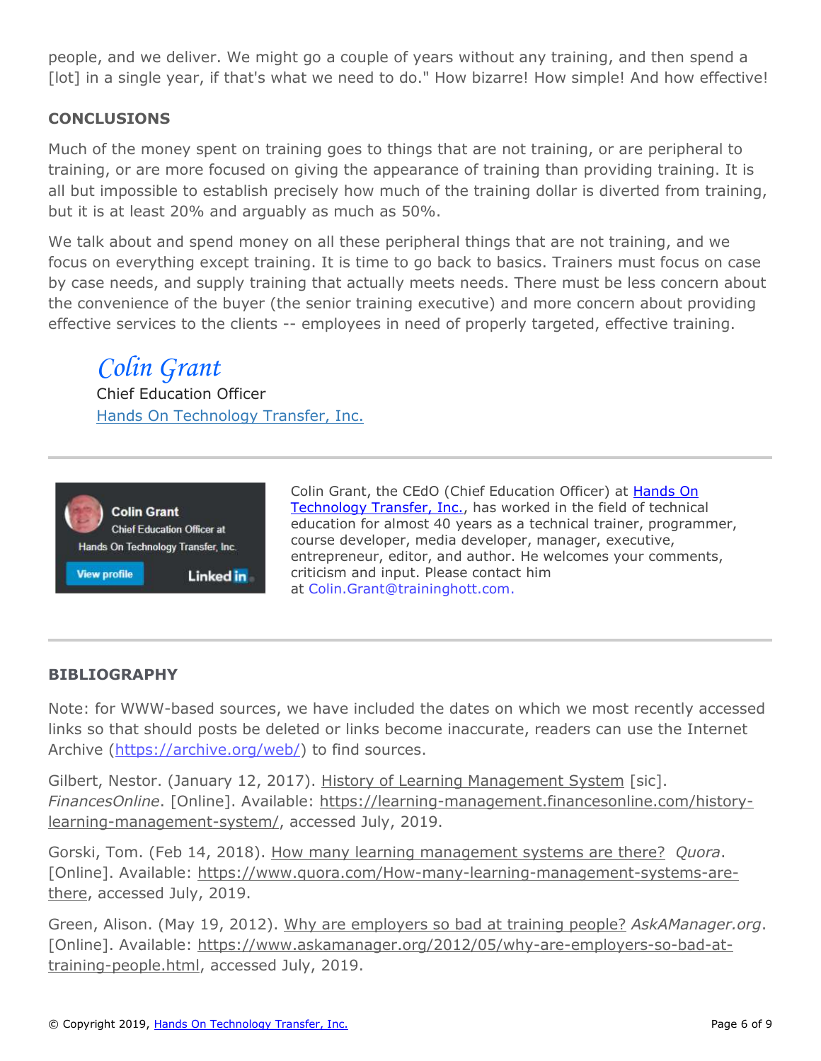people, and we deliver. We might go a couple of years without any training, and then spend a [lot] in a single year, if that's what we need to do." How bizarre! How simple! And how effective!

## CONCLUSIONS

Much of the money spent on training goes to things that are not training, or are peripheral to training, or are more focused on giving the appearance of training than providing training. It is all but impossible to establish precisely how much of the training dollar is diverted from training, but it is at least 20% and arguably as much as 50%.

We talk about and spend money on all these peripheral things that are not training, and we focus on everything except training. It is time to go back to basics. Trainers must focus on case by case needs, and supply training that actually meets needs. There must be less concern about the convenience of the buyer (the senior training executive) and more concern about providing effective services to the clients -- employees in need of properly targeted, effective training.

*Colin Grant*
Chief Education Officer
Hands On Technology Transfer, Inc.

---

Colin Grant
Chief Education Officer at
Hands On Technology Transfer, Inc.
View profile LinkedIn

Colin Grant, the CEdO (Chief Education Officer) at Hands On Technology Transfer, Inc., has worked in the field of technical education for almost 40 years as a technical trainer, programmer, course developer, media developer, manager, executive, entrepreneur, editor, and author. He welcomes your comments, criticism and input. Please contact him at Colin.Grant@traininghott.com.

---

## BIBLIOGRAPHY

Note: for WWW-based sources, we have included the dates on which we most recently accessed links so that should posts be deleted or links become inaccurate, readers can use the Internet Archive (https://archive.org/web/) to find sources.

Gilbert, Nestor. (January 12, 2017). History of Learning Management System [sic]. *FinancesOnline*. [Online]. Available: https://learning-management.financesonline.com/history-learning-management-system/, accessed July, 2019.

Gorski, Tom. (Feb 14, 2018). How many learning management systems are there? *Quora*. [Online]. Available: https://www.quora.com/How-many-learning-management-systems-are-there, accessed July, 2019.

Green, Alison. (May 19, 2012). Why are employers so bad at training people? *AskAManager.org*. [Online]. Available: https://www.askamanager.org/2012/05/why-are-employers-so-bad-at-training-people.html, accessed July, 2019.

© Copyright 2019, Hands On Technology Transfer, Inc.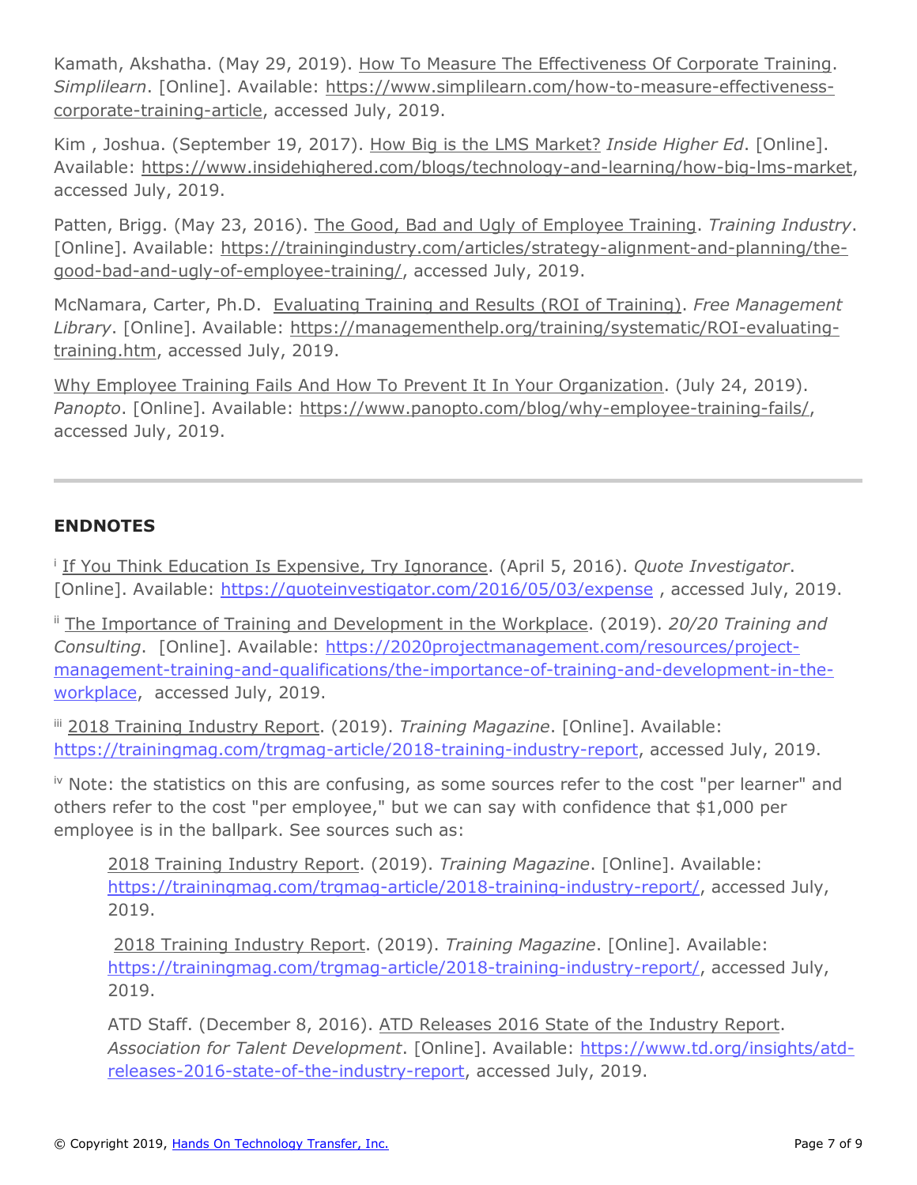Kamath, Akshatha. (May 29, 2019). How To Measure The Effectiveness Of Corporate Training. *Simplilearn*. [Online]. Available: https://www.simplilearn.com/how-to-measure-effectiveness-corporate-training-article, accessed July, 2019.

Kim , Joshua. (September 19, 2017). How Big is the LMS Market? *Inside Higher Ed*. [Online]. Available: https://www.insidehighered.com/blogs/technology-and-learning/how-big-lms-market, accessed July, 2019.

Patten, Brigg. (May 23, 2016). The Good, Bad and Ugly of Employee Training. *Training Industry*. [Online]. Available: https://trainingindustry.com/articles/strategy-alignment-and-planning/the-good-bad-and-ugly-of-employee-training/, accessed July, 2019.

McNamara, Carter, Ph.D. Evaluating Training and Results (ROI of Training). *Free Management Library*. [Online]. Available: https://managementhelp.org/training/systematic/ROI-evaluating-training.htm, accessed July, 2019.

Why Employee Training Fails And How To Prevent It In Your Organization. (July 24, 2019). *Panopto*. [Online]. Available: https://www.panopto.com/blog/why-employee-training-fails/, accessed July, 2019.

---

## ENDNOTES

[i] If You Think Education Is Expensive, Try Ignorance. (April 5, 2016). *Quote Investigator*. [Online]. Available: https://quoteinvestigator.com/2016/05/03/expense , accessed July, 2019.

[ii] The Importance of Training and Development in the Workplace. (2019). *20/20 Training and Consulting*. [Online]. Available: https://2020projectmanagement.com/resources/project-management-training-and-qualifications/the-importance-of-training-and-development-in-the-workplace, accessed July, 2019.

[iii] 2018 Training Industry Report. (2019). *Training Magazine*. [Online]. Available: https://trainingmag.com/trgmag-article/2018-training-industry-report, accessed July, 2019.

[iv] Note: the statistics on this are confusing, as some sources refer to the cost "per learner" and others refer to the cost "per employee," but we can say with confidence that $1,000 per employee is in the ballpark. See sources such as:

> 2018 Training Industry Report. (2019). *Training Magazine*. [Online]. Available: https://trainingmag.com/trgmag-article/2018-training-industry-report/, accessed July, 2019.
>
> 2018 Training Industry Report. (2019). *Training Magazine*. [Online]. Available: https://trainingmag.com/trgmag-article/2018-training-industry-report/, accessed July, 2019.
>
> ATD Staff. (December 8, 2016). ATD Releases 2016 State of the Industry Report. *Association for Talent Development*. [Online]. Available: https://www.td.org/insights/atd-releases-2016-state-of-the-industry-report, accessed July, 2019.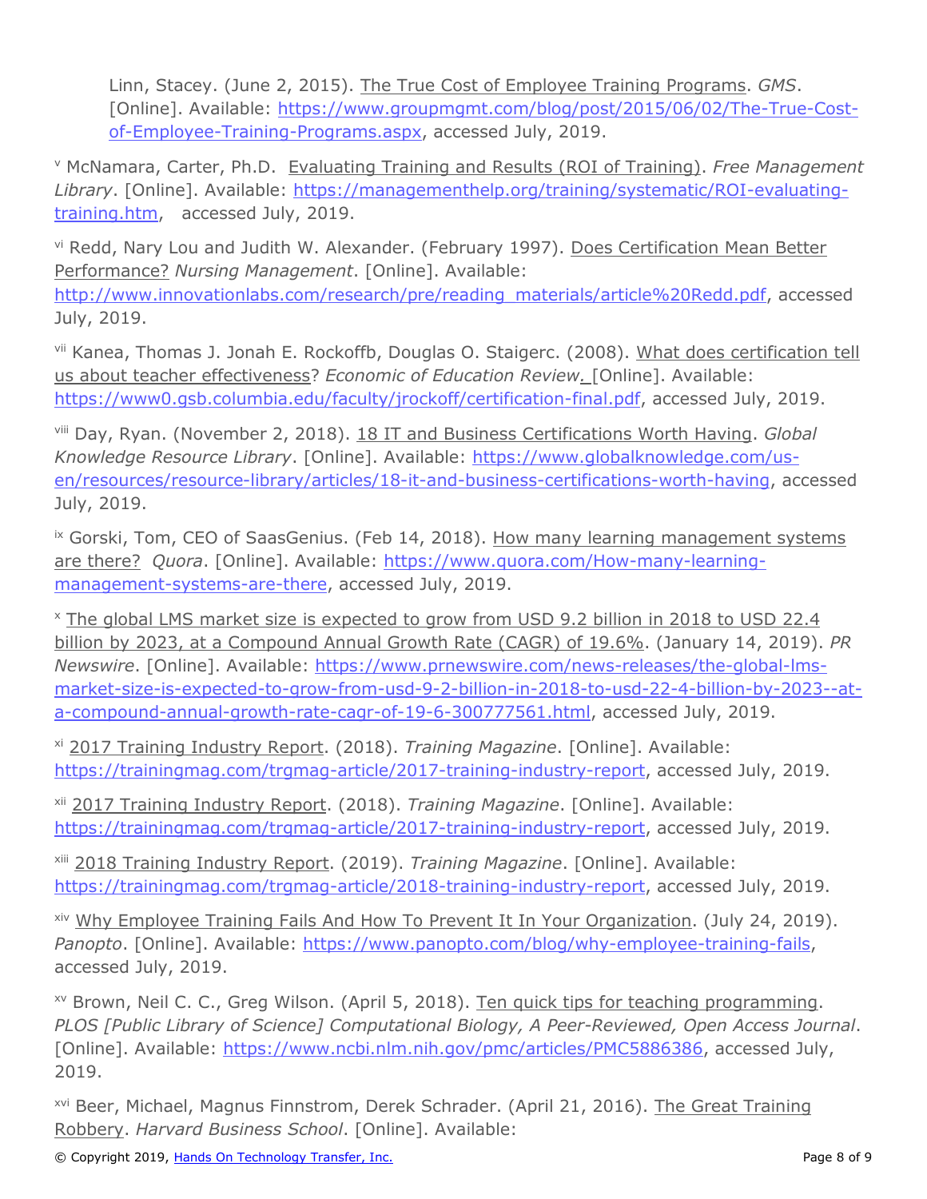Linn, Stacey. (June 2, 2015). The True Cost of Employee Training Programs. *GMS*. [Online]. Available: https://www.groupmgmt.com/blog/post/2015/06/02/The-True-Cost-of-Employee-Training-Programs.aspx, accessed July, 2019.

[v] McNamara, Carter, Ph.D. Evaluating Training and Results (ROI of Training). *Free Management Library*. [Online]. Available: https://managementhelp.org/training/systematic/ROI-evaluating-training.htm, accessed July, 2019.

[vi] Redd, Nary Lou and Judith W. Alexander. (February 1997). Does Certification Mean Better Performance? *Nursing Management*. [Online]. Available: http://www.innovationlabs.com/research/pre/reading_materials/article%20Redd.pdf, accessed July, 2019.

[vii] Kanea, Thomas J. Jonah E. Rockoffb, Douglas O. Staigerc. (2008). What does certification tell us about teacher effectiveness? *Economic of Education Review*. [Online]. Available: https://www0.gsb.columbia.edu/faculty/jrockoff/certification-final.pdf, accessed July, 2019.

[viii] Day, Ryan. (November 2, 2018). 18 IT and Business Certifications Worth Having. *Global Knowledge Resource Library*. [Online]. Available: https://www.globalknowledge.com/us-en/resources/resource-library/articles/18-it-and-business-certifications-worth-having, accessed July, 2019.

[ix] Gorski, Tom, CEO of SaasGenius. (Feb 14, 2018). How many learning management systems are there? *Quora*. [Online]. Available: https://www.quora.com/How-many-learning-management-systems-are-there, accessed July, 2019.

[x] The global LMS market size is expected to grow from USD 9.2 billion in 2018 to USD 22.4 billion by 2023, at a Compound Annual Growth Rate (CAGR) of 19.6%. (January 14, 2019). *PR Newswire*. [Online]. Available: https://www.prnewswire.com/news-releases/the-global-lms-market-size-is-expected-to-grow-from-usd-9-2-billion-in-2018-to-usd-22-4-billion-by-2023--at-a-compound-annual-growth-rate-cagr-of-19-6-300777561.html, accessed July, 2019.

[xi] 2017 Training Industry Report. (2018). *Training Magazine*. [Online]. Available: https://trainingmag.com/trgmag-article/2017-training-industry-report, accessed July, 2019.

[xii] 2017 Training Industry Report. (2018). *Training Magazine*. [Online]. Available: https://trainingmag.com/trgmag-article/2017-training-industry-report, accessed July, 2019.

[xiii] 2018 Training Industry Report. (2019). *Training Magazine*. [Online]. Available: https://trainingmag.com/trgmag-article/2018-training-industry-report, accessed July, 2019.

[xiv] Why Employee Training Fails And How To Prevent It In Your Organization. (July 24, 2019). *Panopto*. [Online]. Available: https://www.panopto.com/blog/why-employee-training-fails, accessed July, 2019.

[xv] Brown, Neil C. C., Greg Wilson. (April 5, 2018). Ten quick tips for teaching programming. *PLOS [Public Library of Science] Computational Biology, A Peer-Reviewed, Open Access Journal*. [Online]. Available: https://www.ncbi.nlm.nih.gov/pmc/articles/PMC5886386, accessed July, 2019.

[xvi] Beer, Michael, Magnus Finnstrom, Derek Schrader. (April 21, 2016). The Great Training Robbery. *Harvard Business School*. [Online]. Available: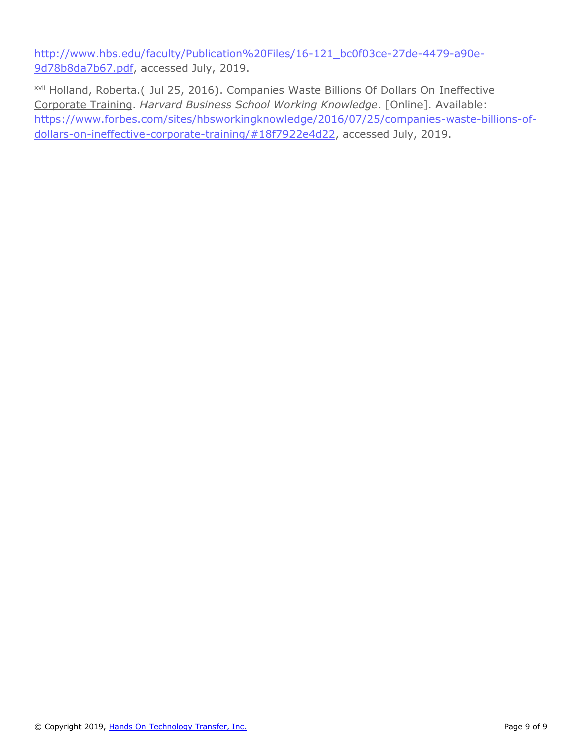http://www.hbs.edu/faculty/Publication%20Files/16-121_bc0f03ce-27de-4479-a90e-9d78b8da7b67.pdf, accessed July, 2019.

[xvii] Holland, Roberta.( Jul 25, 2016). Companies Waste Billions Of Dollars On Ineffective Corporate Training. *Harvard Business School Working Knowledge*. [Online]. Available: https://www.forbes.com/sites/hbsworkingknowledge/2016/07/25/companies-waste-billions-of-dollars-on-ineffective-corporate-training/#18f7922e4d22, accessed July, 2019.